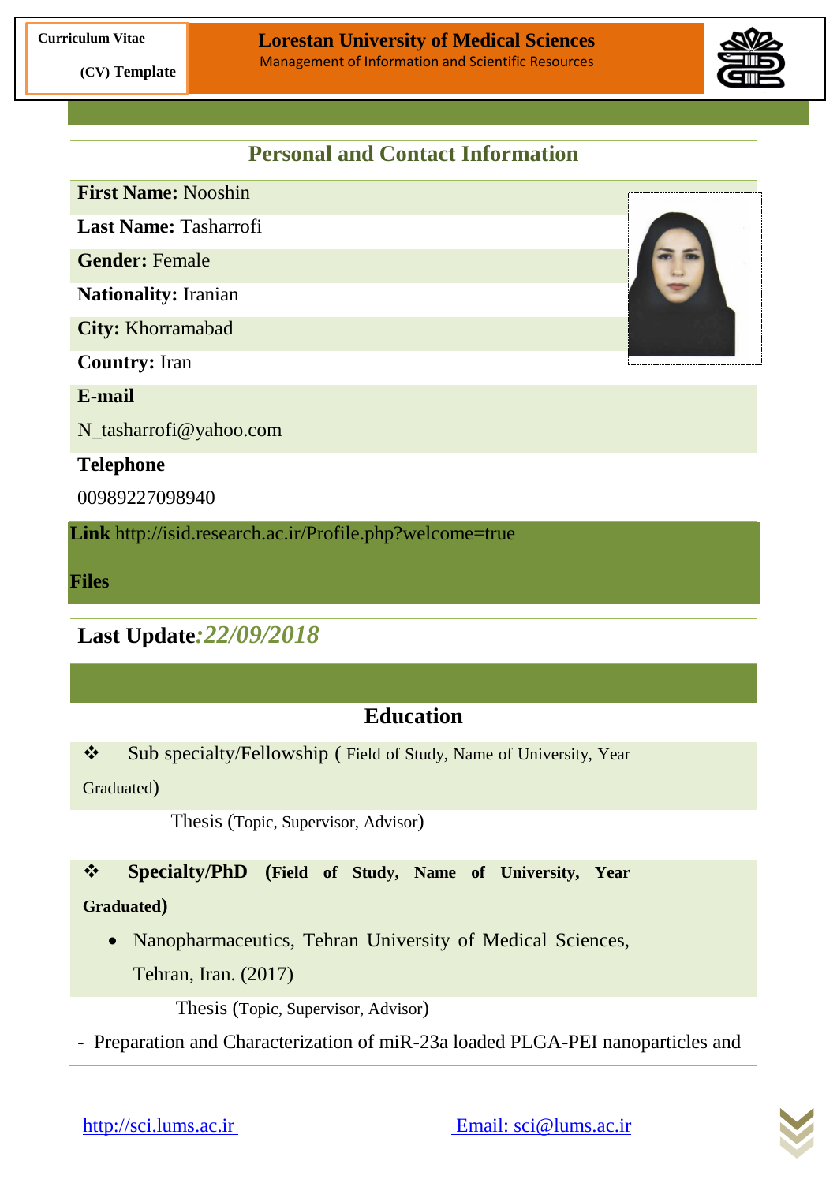Curriculum Vitae (CV) Template

**Lorestan University of Medical Sciences**
Management of Information and Scientific Resources

## Personal and Contact Information

**First Name:** Nooshin

**Last Name:** Tasharrofi

**Gender:** Female

**Nationality:** Iranian

**City:** Khorramabad

**Country:** Iran

**E-mail**

N_tasharrofi@yahoo.com

**Telephone**

00989227098940

**Link** http://isid.research.ac.ir/Profile.php?welcome=true

**Files**

**Last Update**:*22/09/2018*

## Education

❖ Sub specialty/Fellowship ( Field of Study, Name of University, Year Graduated)

Thesis (Topic, Supervisor, Advisor)

❖ **Specialty/PhD (Field of Study, Name of University, Year Graduated)**

- Nanopharmaceutics, Tehran University of Medical Sciences, Tehran, Iran. (2017)

Thesis (Topic, Supervisor, Advisor)

- Preparation and Characterization of miR-23a loaded PLGA-PEI nanoparticles and

http://sci.lums.ac.ir Email: sci@lums.ac.ir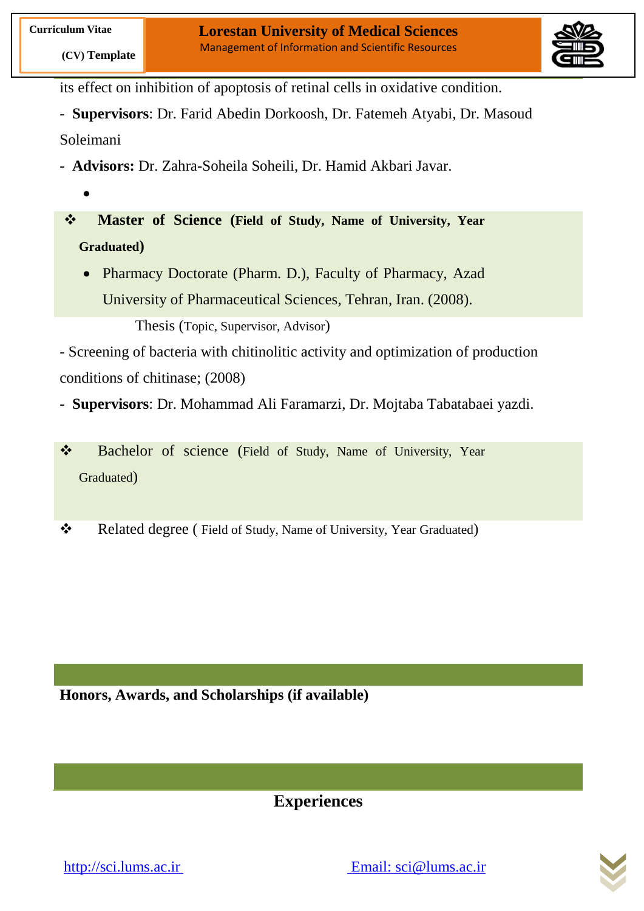its effect on inhibition of apoptosis of retinal cells in oxidative condition.

- **Supervisors**: Dr. Farid Abedin Dorkoosh, Dr. Fatemeh Atyabi, Dr. Masoud Soleimani
- **Advisors:** Dr. Zahra-Soheila Soheili, Dr. Hamid Akbari Javar.

❖ **Master of Science (Field of Study, Name of University, Year Graduated)**

- Pharmacy Doctorate (Pharm. D.), Faculty of Pharmacy, Azad University of Pharmaceutical Sciences, Tehran, Iran. (2008).

Thesis (Topic, Supervisor, Advisor)

- Screening of bacteria with chitinolitic activity and optimization of production conditions of chitinase; (2008)
- **Supervisors**: Dr. Mohammad Ali Faramarzi, Dr. Mojtaba Tabatabaei yazdi.

❖ Bachelor of science (Field of Study, Name of University, Year Graduated)

❖ Related degree ( Field of Study, Name of University, Year Graduated)

## Honors, Awards, and Scholarships (if available)

## Experiences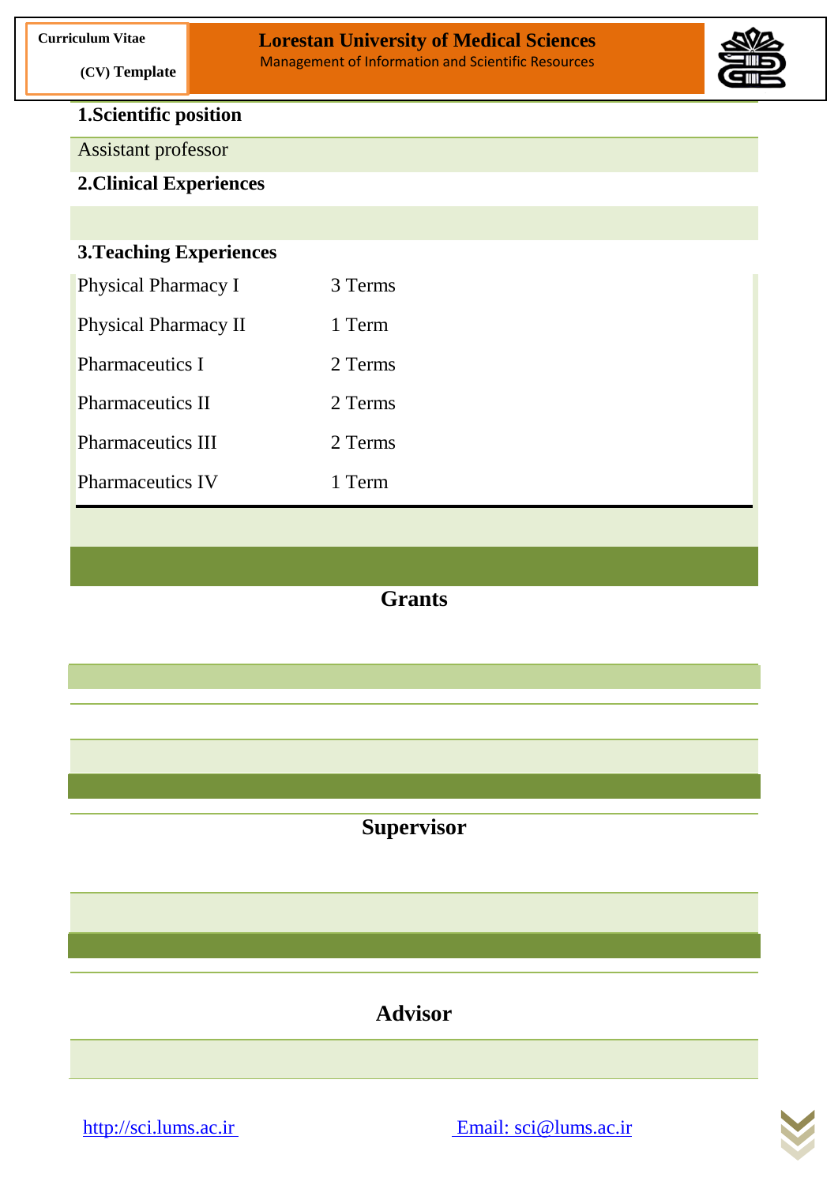**1.Scientific position**

Assistant professor

**2.Clinical Experiences**

**3.Teaching Experiences**

| | |
|---|---|
| Physical Pharmacy I | 3 Terms |
| Physical Pharmacy II | 1 Term |
| Pharmaceutics I | 2 Terms |
| Pharmaceutics II | 2 Terms |
| Pharmaceutics III | 2 Terms |
| Pharmaceutics IV | 1 Term |

## Grants

## Supervisor

## Advisor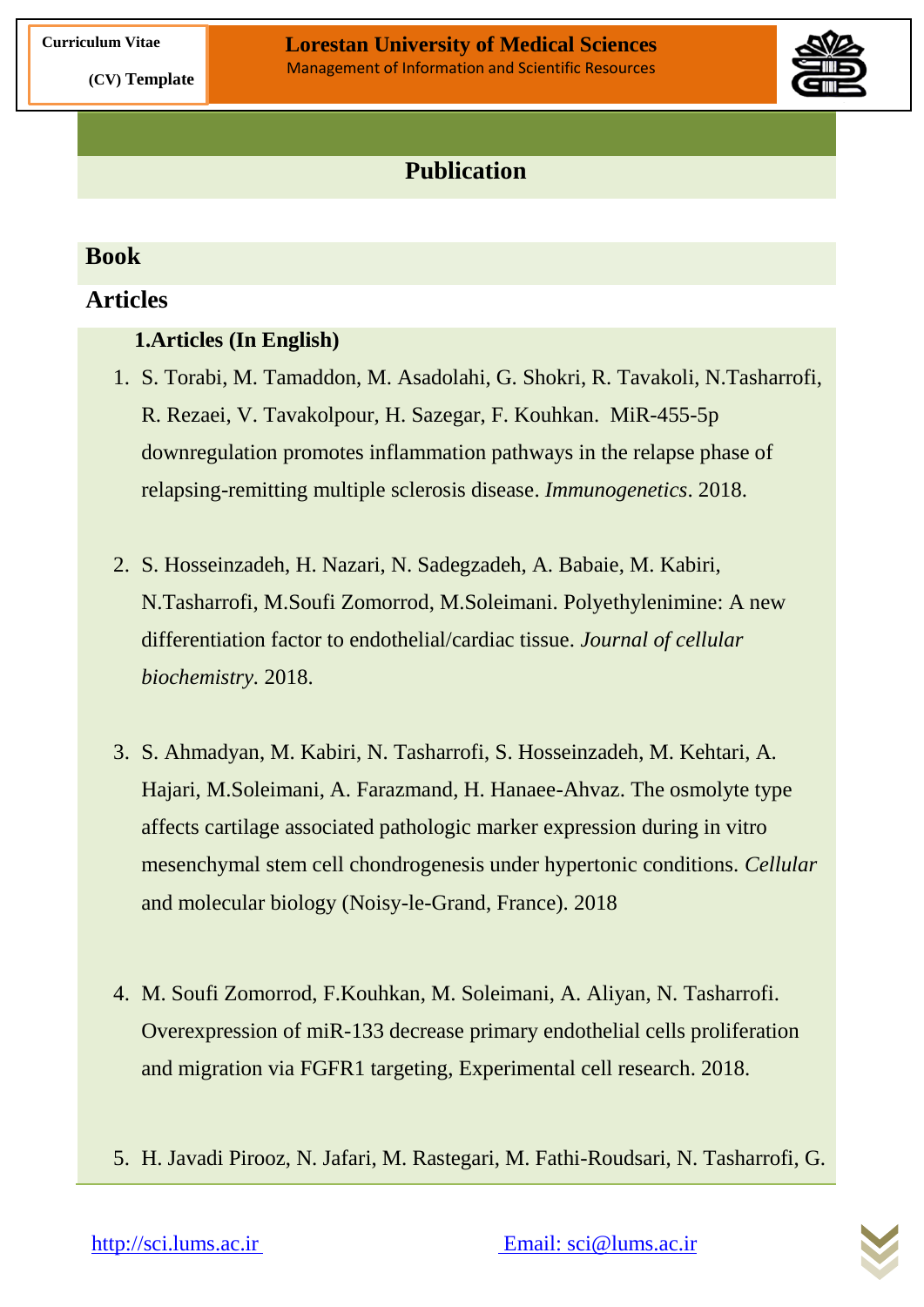## Publication

### Book

### Articles

**1.Articles (In English)**

1. S. Torabi, M. Tamaddon, M. Asadolahi, G. Shokri, R. Tavakoli, N.Tasharrofi, R. Rezaei, V. Tavakolpour, H. Sazegar, F. Kouhkan. MiR-455-5p downregulation promotes inflammation pathways in the relapse phase of relapsing-remitting multiple sclerosis disease. *Immunogenetics*. 2018.

2. S. Hosseinzadeh, H. Nazari, N. Sadegzadeh, A. Babaie, M. Kabiri, N.Tasharrofi, M.Soufi Zomorrod, M.Soleimani. Polyethylenimine: A new differentiation factor to endothelial/cardiac tissue. *Journal of cellular biochemistry*. 2018.

3. S. Ahmadyan, M. Kabiri, N. Tasharrofi, S. Hosseinzadeh, M. Kehtari, A. Hajari, M.Soleimani, A. Farazmand, H. Hanaee-Ahvaz. The osmolyte type affects cartilage associated pathologic marker expression during in vitro mesenchymal stem cell chondrogenesis under hypertonic conditions. *Cellular* and molecular biology (Noisy-le-Grand, France). 2018

4. M. Soufi Zomorrod, F.Kouhkan, M. Soleimani, A. Aliyan, N. Tasharrofi. Overexpression of miR-133 decrease primary endothelial cells proliferation and migration via FGFR1 targeting, Experimental cell research. 2018.

5. H. Javadi Pirooz, N. Jafari, M. Rastegari, M. Fathi-Roudsari, N. Tasharrofi, G.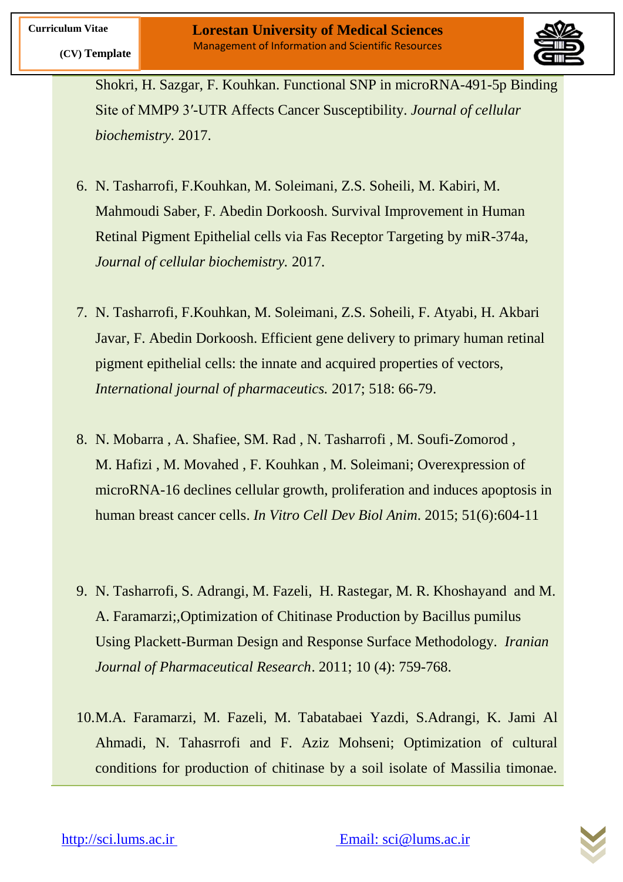Shokri, H. Sazgar, F. Kouhkan. Functional SNP in microRNA-491-5p Binding Site of MMP9 3′-UTR Affects Cancer Susceptibility. *Journal of cellular biochemistry*. 2017.

6. N. Tasharrofi, F.Kouhkan, M. Soleimani, Z.S. Soheili, M. Kabiri, M. Mahmoudi Saber, F. Abedin Dorkoosh. Survival Improvement in Human Retinal Pigment Epithelial cells via Fas Receptor Targeting by miR-374a, *Journal of cellular biochemistry.* 2017.

7. N. Tasharrofi, F.Kouhkan, M. Soleimani, Z.S. Soheili, F. Atyabi, H. Akbari Javar, F. Abedin Dorkoosh. Efficient gene delivery to primary human retinal pigment epithelial cells: the innate and acquired properties of vectors, *International journal of pharmaceutics.* 2017; 518: 66-79.

8. N. Mobarra , A. Shafiee, SM. Rad , N. Tasharrofi , M. Soufi-Zomorod , M. Hafizi , M. Movahed , F. Kouhkan , M. Soleimani; Overexpression of microRNA-16 declines cellular growth, proliferation and induces apoptosis in human breast cancer cells. *In Vitro Cell Dev Biol Anim*. 2015; 51(6):604-11

9. N. Tasharrofi, S. Adrangi, M. Fazeli, H. Rastegar, M. R. Khoshayand and M. A. Faramarzi;,Optimization of Chitinase Production by Bacillus pumilus Using Plackett-Burman Design and Response Surface Methodology. *Iranian Journal of Pharmaceutical Research*. 2011; 10 (4): 759-768.

10. M.A. Faramarzi, M. Fazeli, M. Tabatabaei Yazdi, S.Adrangi, K. Jami Al Ahmadi, N. Tahasrrofi and F. Aziz Mohseni; Optimization of cultural conditions for production of chitinase by a soil isolate of Massilia timonae.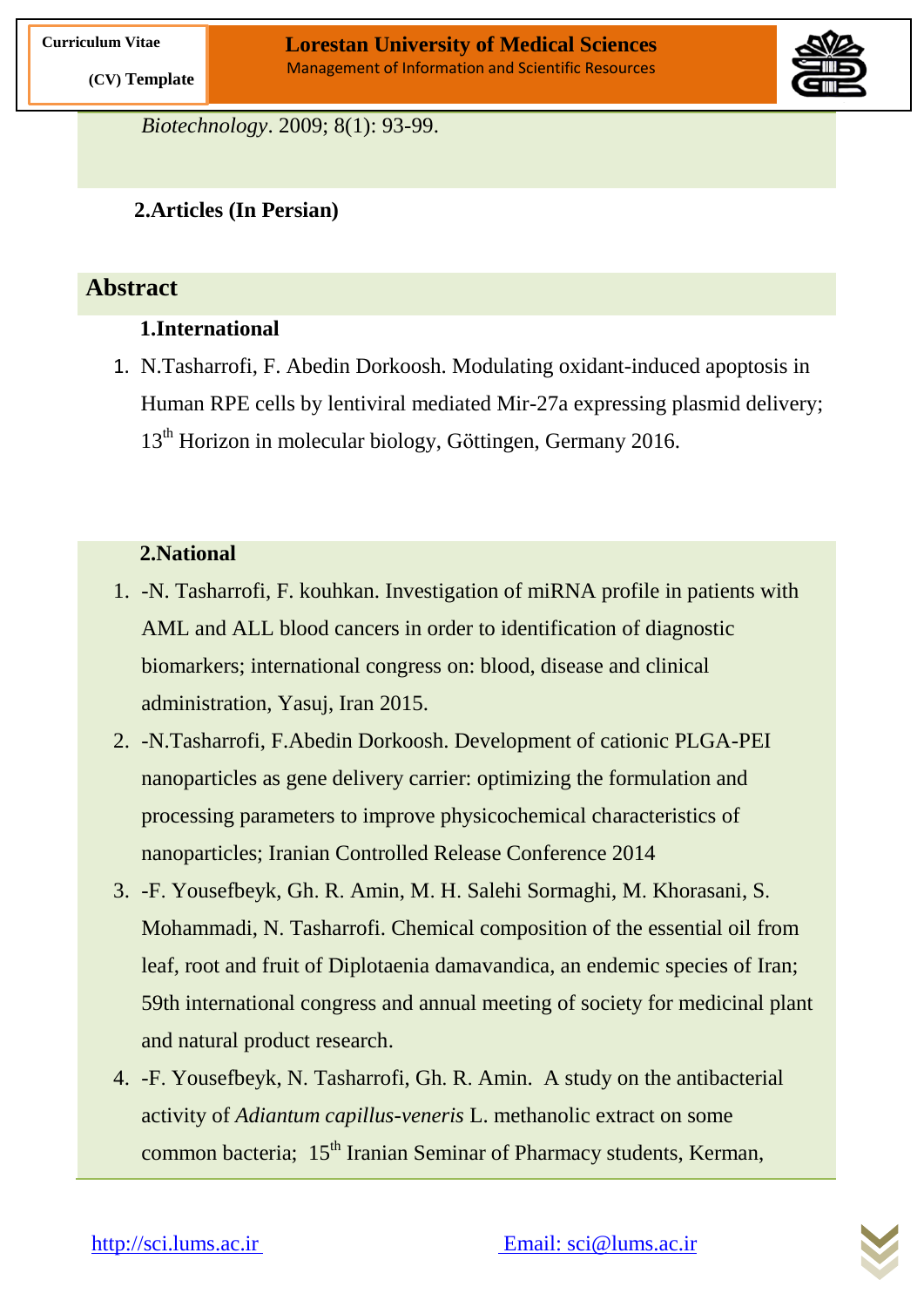*Biotechnology*. 2009; 8(1): 93-99.

**2.Articles (In Persian)**

## Abstract

**1.International**

1. N.Tasharrofi, F. Abedin Dorkoosh. Modulating oxidant-induced apoptosis in Human RPE cells by lentiviral mediated Mir-27a expressing plasmid delivery; 13th Horizon in molecular biology, Göttingen, Germany 2016.

**2.National**

1. -N. Tasharrofi, F. kouhkan. Investigation of miRNA profile in patients with AML and ALL blood cancers in order to identification of diagnostic biomarkers; international congress on: blood, disease and clinical administration, Yasuj, Iran 2015.
2. -N.Tasharrofi, F.Abedin Dorkoosh. Development of cationic PLGA-PEI nanoparticles as gene delivery carrier: optimizing the formulation and processing parameters to improve physicochemical characteristics of nanoparticles; Iranian Controlled Release Conference 2014
3. -F. Yousefbeyk, Gh. R. Amin, M. H. Salehi Sormaghi, M. Khorasani, S. Mohammadi, N. Tasharrofi. Chemical composition of the essential oil from leaf, root and fruit of Diplotaenia damavandica, an endemic species of Iran; 59th international congress and annual meeting of society for medicinal plant and natural product research.
4. -F. Yousefbeyk, N. Tasharrofi, Gh. R. Amin. A study on the antibacterial activity of *Adiantum capillus-veneris* L. methanolic extract on some common bacteria; 15th Iranian Seminar of Pharmacy students, Kerman,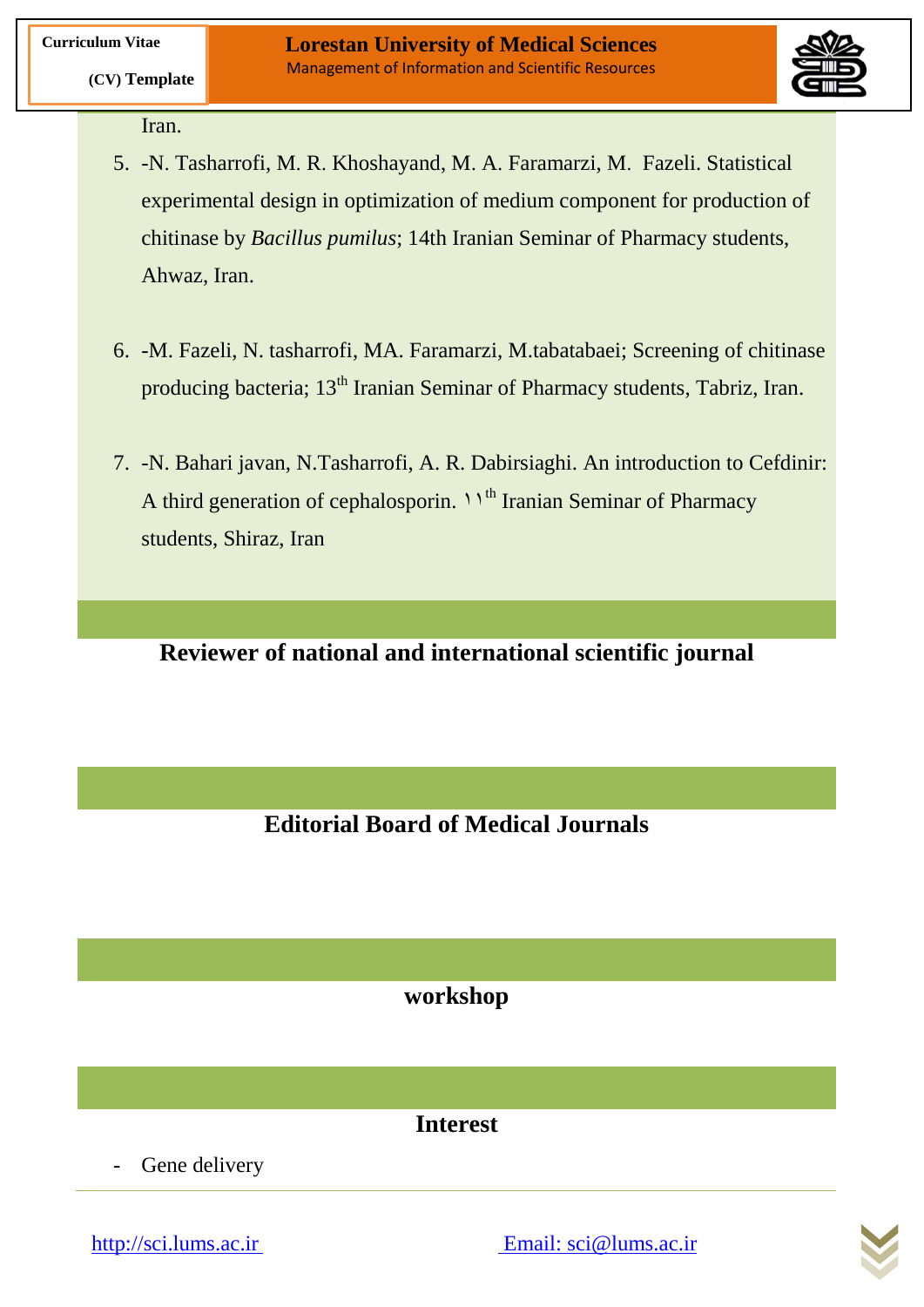Iran.

5. -N. Tasharrofi, M. R. Khoshayand, M. A. Faramarzi, M. Fazeli. Statistical experimental design in optimization of medium component for production of chitinase by *Bacillus pumilus*; 14th Iranian Seminar of Pharmacy students, Ahwaz, Iran.

6. -M. Fazeli, N. tasharrofi, MA. Faramarzi, M.tabatabaei; Screening of chitinase producing bacteria; 13th Iranian Seminar of Pharmacy students, Tabriz, Iran.

7. -N. Bahari javan, N.Tasharrofi, A. R. Dabirsiaghi. An introduction to Cefdinir: A third generation of cephalosporin. ۱۱th Iranian Seminar of Pharmacy students, Shiraz, Iran

## Reviewer of national and international scientific journal

## Editorial Board of Medical Journals

## workshop

## Interest

- Gene delivery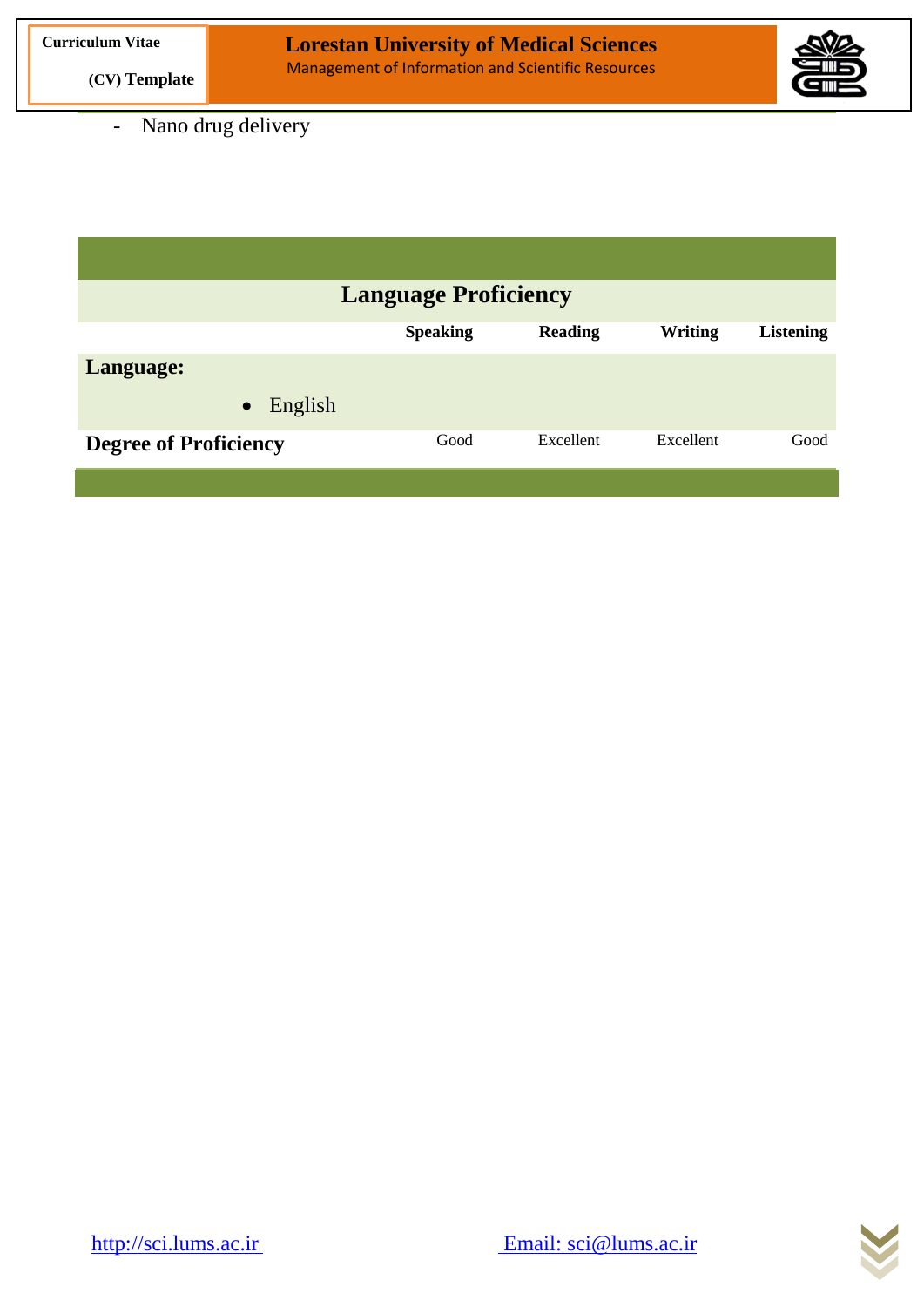- Nano drug delivery

## Language Proficiency

| | Speaking | Reading | Writing | Listening |
|---|---|---|---|---|
| **Language:**<br>• English | | | | |
| **Degree of Proficiency** | Good | Excellent | Excellent | Good |